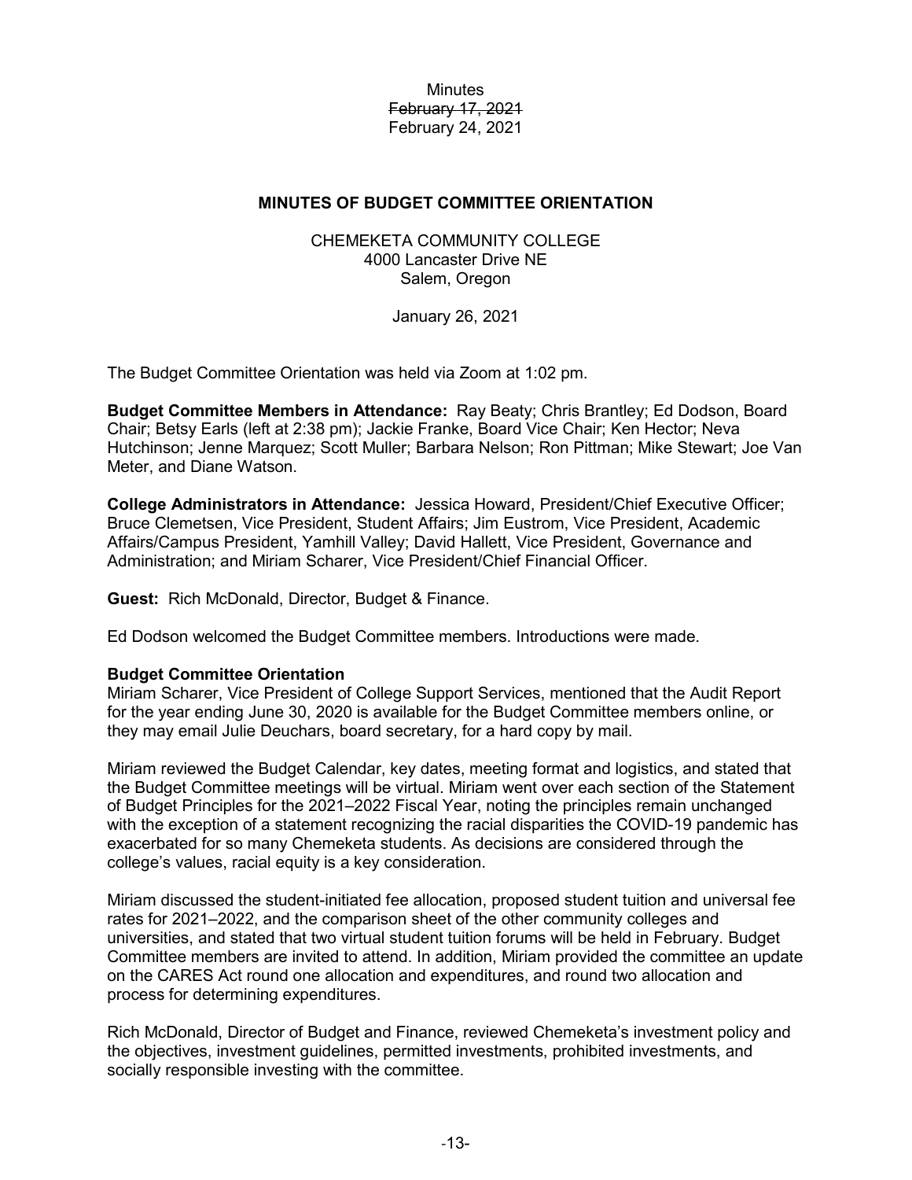Minutes
~~February 17, 2021~~
February 24, 2021

## MINUTES OF BUDGET COMMITTEE ORIENTATION

CHEMEKETA COMMUNITY COLLEGE
4000 Lancaster Drive NE
Salem, Oregon

January 26, 2021

The Budget Committee Orientation was held via Zoom at 1:02 pm.

**Budget Committee Members in Attendance:** Ray Beaty; Chris Brantley; Ed Dodson, Board Chair; Betsy Earls (left at 2:38 pm); Jackie Franke, Board Vice Chair; Ken Hector; Neva Hutchinson; Jenne Marquez; Scott Muller; Barbara Nelson; Ron Pittman; Mike Stewart; Joe Van Meter, and Diane Watson.

**College Administrators in Attendance:** Jessica Howard, President/Chief Executive Officer; Bruce Clemetsen, Vice President, Student Affairs; Jim Eustrom, Vice President, Academic Affairs/Campus President, Yamhill Valley; David Hallett, Vice President, Governance and Administration; and Miriam Scharer, Vice President/Chief Financial Officer.

**Guest:** Rich McDonald, Director, Budget & Finance.

Ed Dodson welcomed the Budget Committee members. Introductions were made.

**Budget Committee Orientation**

Miriam Scharer, Vice President of College Support Services, mentioned that the Audit Report for the year ending June 30, 2020 is available for the Budget Committee members online, or they may email Julie Deuchars, board secretary, for a hard copy by mail.

Miriam reviewed the Budget Calendar, key dates, meeting format and logistics, and stated that the Budget Committee meetings will be virtual. Miriam went over each section of the Statement of Budget Principles for the 2021–2022 Fiscal Year, noting the principles remain unchanged with the exception of a statement recognizing the racial disparities the COVID-19 pandemic has exacerbated for so many Chemeketa students. As decisions are considered through the college's values, racial equity is a key consideration.

Miriam discussed the student-initiated fee allocation, proposed student tuition and universal fee rates for 2021–2022, and the comparison sheet of the other community colleges and universities, and stated that two virtual student tuition forums will be held in February. Budget Committee members are invited to attend. In addition, Miriam provided the committee an update on the CARES Act round one allocation and expenditures, and round two allocation and process for determining expenditures.

Rich McDonald, Director of Budget and Finance, reviewed Chemeketa's investment policy and the objectives, investment guidelines, permitted investments, prohibited investments, and socially responsible investing with the committee.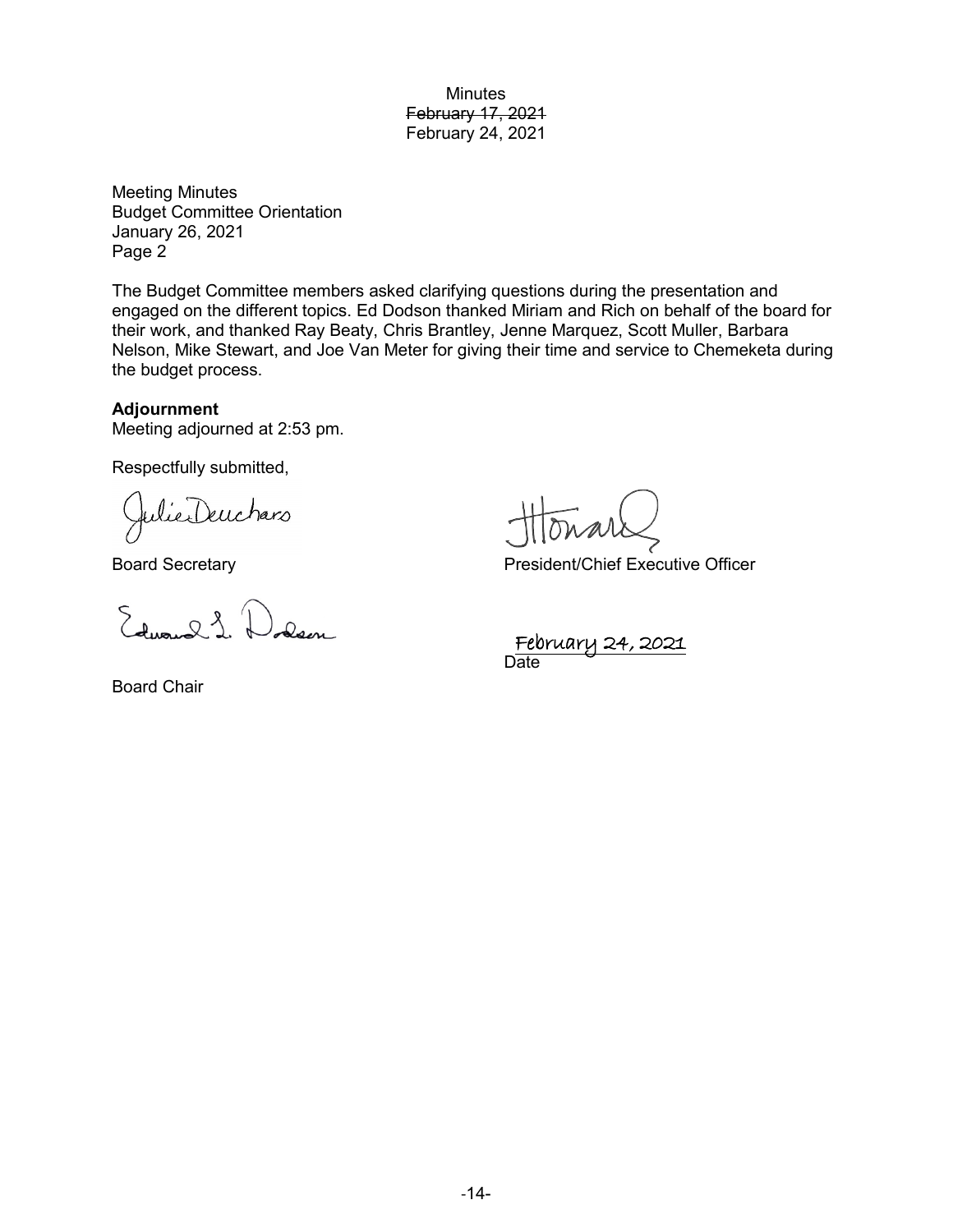Minutes
~~February 17, 2021~~
February 24, 2021

Meeting Minutes
Budget Committee Orientation
January 26, 2021
Page 2

The Budget Committee members asked clarifying questions during the presentation and engaged on the different topics. Ed Dodson thanked Miriam and Rich on behalf of the board for their work, and thanked Ray Beaty, Chris Brantley, Jenne Marquez, Scott Muller, Barbara Nelson, Mike Stewart, and Joe Van Meter for giving their time and service to Chemeketa during the budget process.

**Adjournment**
Meeting adjourned at 2:53 pm.

Respectfully submitted,

Julie Deuchars
Board Secretary

President/Chief Executive Officer

Edward L. Dodson
Board Chair

February 24, 2021
Date